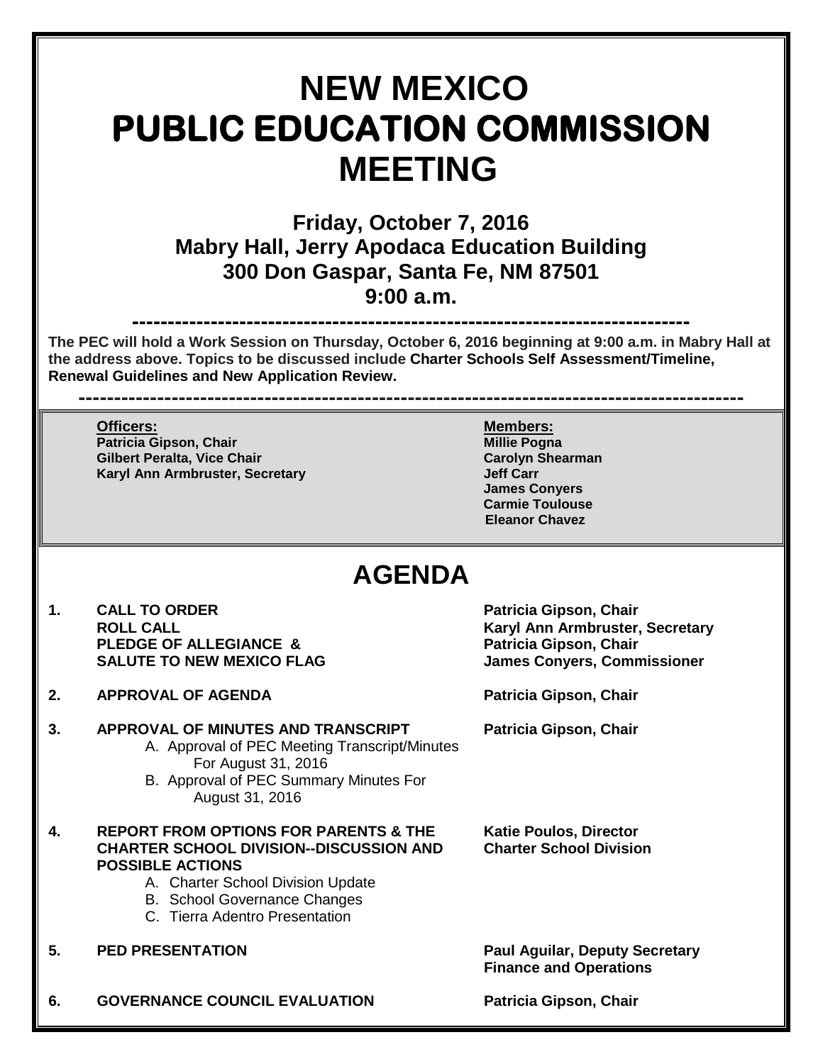# NEW MEXICO PUBLIC EDUCATION COMMISSION MEETING

## Friday, October 7, 2016
## Mabry Hall, Jerry Apodaca Education Building
## 300 Don Gaspar, Santa Fe, NM 87501
## 9:00 a.m.

---

**The PEC will hold a Work Session on Thursday, October 6, 2016 beginning at 9:00 a.m. in Mabry Hall at the address above. Topics to be discussed include Charter Schools Self Assessment/Timeline, Renewal Guidelines and New Application Review.**

---

| **Officers:** | **Members:** |
|---|---|
| **Patricia Gipson, Chair** | **Millie Pogna** |
| **Gilbert Peralta, Vice Chair** | **Carolyn Shearman** |
| **Karyl Ann Armbruster, Secretary** | **Jeff Carr** |
| | **James Conyers** |
| | **Carmie Toulouse** |
| | **Eleanor Chavez** |

# AGENDA

| | | |
|---|---|---|
| **1.** | **CALL TO ORDER** | **Patricia Gipson, Chair** |
| | **ROLL CALL** | **Karyl Ann Armbruster, Secretary** |
| | **PLEDGE OF ALLEGIANCE &** | **Patricia Gipson, Chair** |
| | **SALUTE TO NEW MEXICO FLAG** | **James Conyers, Commissioner** |
| **2.** | **APPROVAL OF AGENDA** | **Patricia Gipson, Chair** |
| **3.** | **APPROVAL OF MINUTES AND TRANSCRIPT**<br>A. Approval of PEC Meeting Transcript/Minutes For August 31, 2016<br>B. Approval of PEC Summary Minutes For August 31, 2016 | **Patricia Gipson, Chair** |
| **4.** | **REPORT FROM OPTIONS FOR PARENTS & THE CHARTER SCHOOL DIVISION--DISCUSSION AND POSSIBLE ACTIONS**<br>A. Charter School Division Update<br>B. School Governance Changes<br>C. Tierra Adentro Presentation | **Katie Poulos, Director**<br>**Charter School Division** |
| **5.** | **PED PRESENTATION** | **Paul Aguilar, Deputy Secretary**<br>**Finance and Operations** |
| **6.** | **GOVERNANCE COUNCIL EVALUATION** | **Patricia Gipson, Chair** |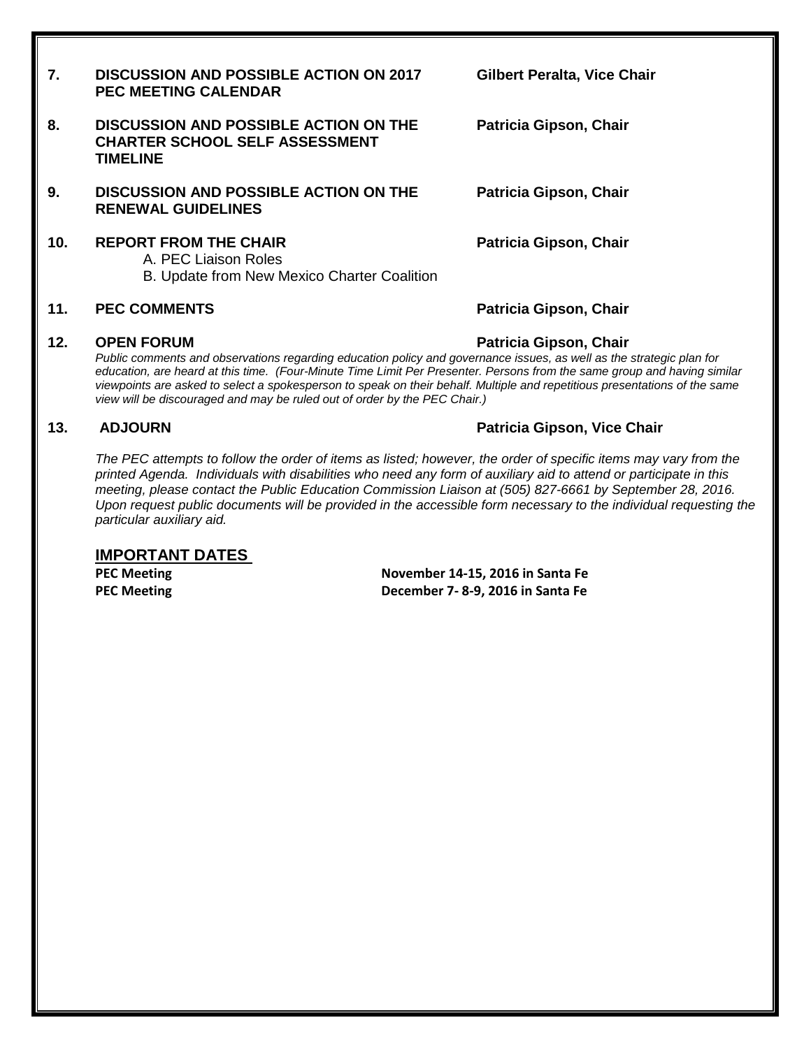**7.** **DISCUSSION AND POSSIBLE ACTION ON 2017 PEC MEETING CALENDAR** — **Gilbert Peralta, Vice Chair**

**8.** **DISCUSSION AND POSSIBLE ACTION ON THE CHARTER SCHOOL SELF ASSESSMENT TIMELINE** — **Patricia Gipson, Chair**

**9.** **DISCUSSION AND POSSIBLE ACTION ON THE RENEWAL GUIDELINES** — **Patricia Gipson, Chair**

**10.** **REPORT FROM THE CHAIR** — **Patricia Gipson, Chair**

A. PEC Liaison Roles
B. Update from New Mexico Charter Coalition

**11.** **PEC COMMENTS** — **Patricia Gipson, Chair**

**12.** **OPEN FORUM** — **Patricia Gipson, Chair**

*Public comments and observations regarding education policy and governance issues, as well as the strategic plan for education, are heard at this time. (Four-Minute Time Limit Per Presenter. Persons from the same group and having similar viewpoints are asked to select a spokesperson to speak on their behalf. Multiple and repetitious presentations of the same view will be discouraged and may be ruled out of order by the PEC Chair.)*

**13.** **ADJOURN** — **Patricia Gipson, Vice Chair**

*The PEC attempts to follow the order of items as listed; however, the order of specific items may vary from the printed Agenda. Individuals with disabilities who need any form of auxiliary aid to attend or participate in this meeting, please contact the Public Education Commission Liaison at (505) 827-6661 by September 28, 2016. Upon request public documents will be provided in the accessible form necessary to the individual requesting the particular auxiliary aid.*

## IMPORTANT DATES

| | |
|---|---|
| **PEC Meeting** | **November 14-15, 2016 in Santa Fe** |
| **PEC Meeting** | **December 7- 8-9, 2016 in Santa Fe** |